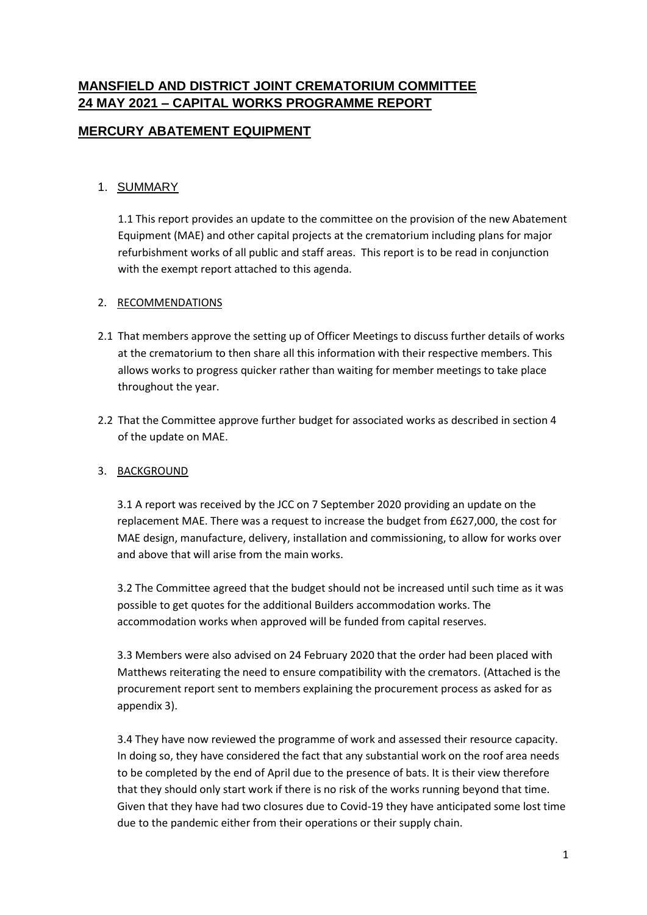# MANSFIELD AND DISTRICT JOINT CREMATORIUM COMMITTEE
# 24 MAY 2021 – CAPITAL WORKS PROGRAMME REPORT

## MERCURY ABATEMENT EQUIPMENT

1. SUMMARY

1.1 This report provides an update to the committee on the provision of the new Abatement Equipment (MAE) and other capital projects at the crematorium including plans for major refurbishment works of all public and staff areas. This report is to be read in conjunction with the exempt report attached to this agenda.

2. RECOMMENDATIONS

2.1 That members approve the setting up of Officer Meetings to discuss further details of works at the crematorium to then share all this information with their respective members. This allows works to progress quicker rather than waiting for member meetings to take place throughout the year.

2.2 That the Committee approve further budget for associated works as described in section 4 of the update on MAE.

3. BACKGROUND

3.1 A report was received by the JCC on 7 September 2020 providing an update on the replacement MAE. There was a request to increase the budget from £627,000, the cost for MAE design, manufacture, delivery, installation and commissioning, to allow for works over and above that will arise from the main works.

3.2 The Committee agreed that the budget should not be increased until such time as it was possible to get quotes for the additional Builders accommodation works. The accommodation works when approved will be funded from capital reserves.

3.3 Members were also advised on 24 February 2020 that the order had been placed with Matthews reiterating the need to ensure compatibility with the cremators. (Attached is the procurement report sent to members explaining the procurement process as asked for as appendix 3).

3.4 They have now reviewed the programme of work and assessed their resource capacity. In doing so, they have considered the fact that any substantial work on the roof area needs to be completed by the end of April due to the presence of bats. It is their view therefore that they should only start work if there is no risk of the works running beyond that time. Given that they have had two closures due to Covid-19 they have anticipated some lost time due to the pandemic either from their operations or their supply chain.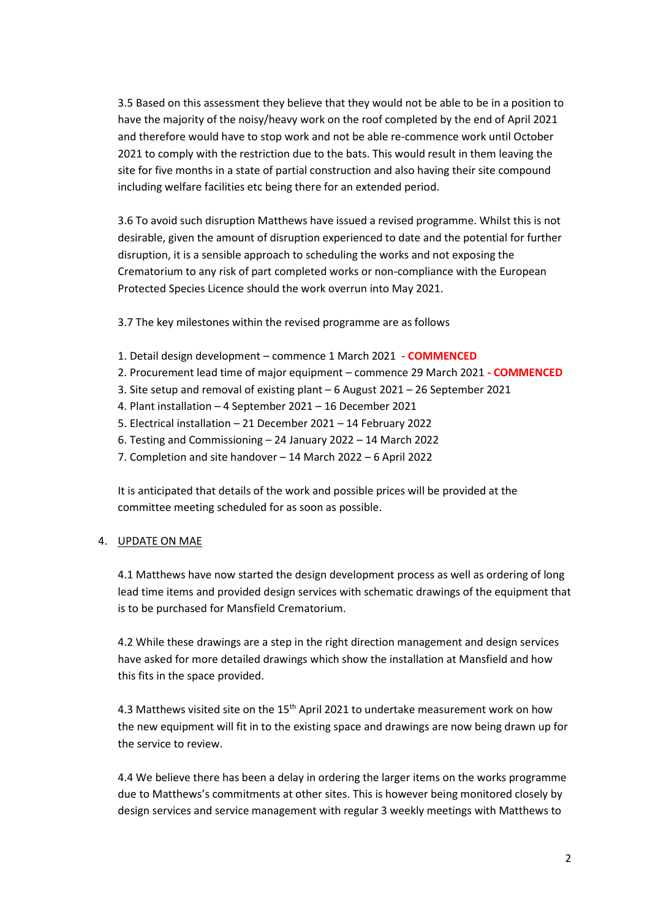3.5 Based on this assessment they believe that they would not be able to be in a position to have the majority of the noisy/heavy work on the roof completed by the end of April 2021 and therefore would have to stop work and not be able re-commence work until October 2021 to comply with the restriction due to the bats. This would result in them leaving the site for five months in a state of partial construction and also having their site compound including welfare facilities etc being there for an extended period.

3.6 To avoid such disruption Matthews have issued a revised programme. Whilst this is not desirable, given the amount of disruption experienced to date and the potential for further disruption, it is a sensible approach to scheduling the works and not exposing the Crematorium to any risk of part completed works or non-compliance with the European Protected Species Licence should the work overrun into May 2021.

3.7 The key milestones within the revised programme are as follows

1. Detail design development – commence 1 March 2021 - **COMMENCED**
2. Procurement lead time of major equipment – commence 29 March 2021 **- COMMENCED**
3. Site setup and removal of existing plant – 6 August 2021 – 26 September 2021
4. Plant installation – 4 September 2021 – 16 December 2021
5. Electrical installation – 21 December 2021 – 14 February 2022
6. Testing and Commissioning – 24 January 2022 – 14 March 2022
7. Completion and site handover – 14 March 2022 – 6 April 2022

It is anticipated that details of the work and possible prices will be provided at the committee meeting scheduled for as soon as possible.

## 4. UPDATE ON MAE

4.1 Matthews have now started the design development process as well as ordering of long lead time items and provided design services with schematic drawings of the equipment that is to be purchased for Mansfield Crematorium.

4.2 While these drawings are a step in the right direction management and design services have asked for more detailed drawings which show the installation at Mansfield and how this fits in the space provided.

4.3 Matthews visited site on the 15th April 2021 to undertake measurement work on how the new equipment will fit in to the existing space and drawings are now being drawn up for the service to review.

4.4 We believe there has been a delay in ordering the larger items on the works programme due to Matthews's commitments at other sites. This is however being monitored closely by design services and service management with regular 3 weekly meetings with Matthews to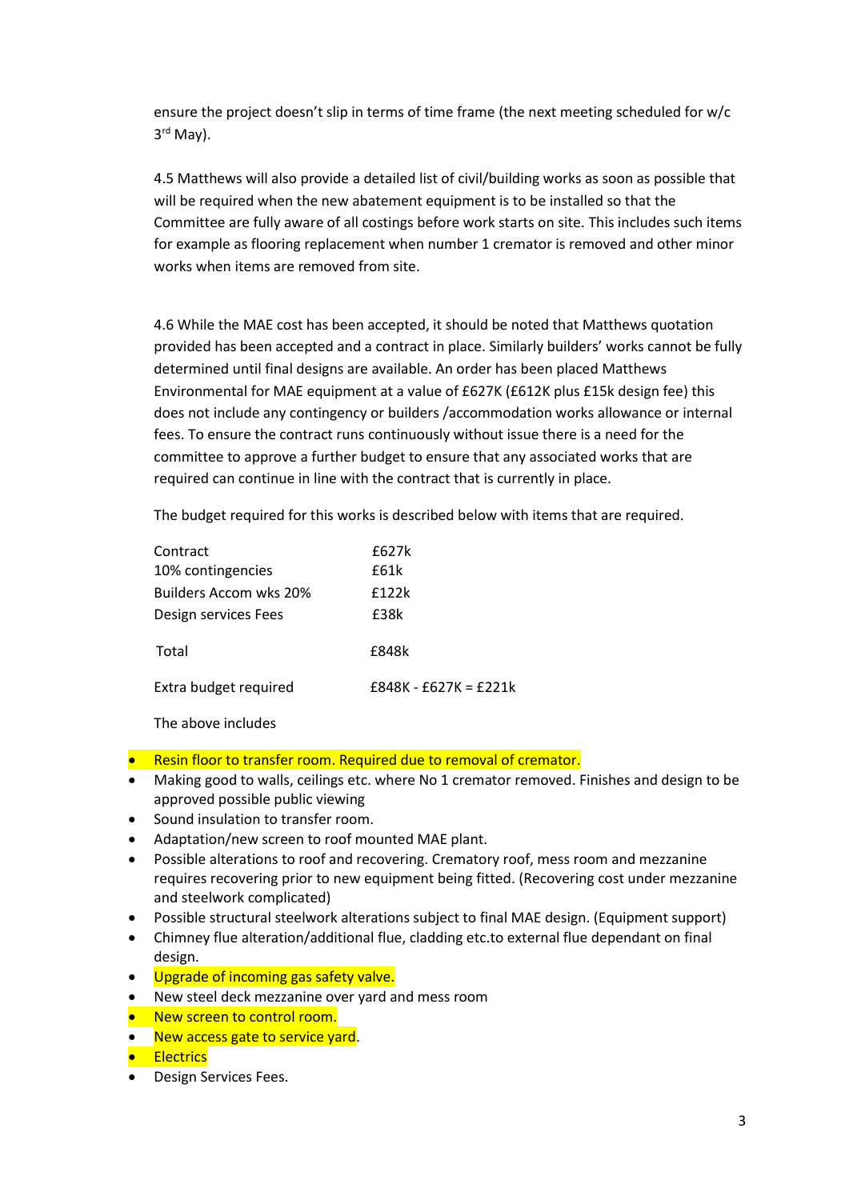ensure the project doesn't slip in terms of time frame (the next meeting scheduled for w/c 3rd May).

4.5 Matthews will also provide a detailed list of civil/building works as soon as possible that will be required when the new abatement equipment is to be installed so that the Committee are fully aware of all costings before work starts on site. This includes such items for example as flooring replacement when number 1 cremator is removed and other minor works when items are removed from site.

4.6 While the MAE cost has been accepted, it should be noted that Matthews quotation provided has been accepted and a contract in place. Similarly builders' works cannot be fully determined until final designs are available. An order has been placed Matthews Environmental for MAE equipment at a value of £627K (£612K plus £15k design fee) this does not include any contingency or builders /accommodation works allowance or internal fees. To ensure the contract runs continuously without issue there is a need for the committee to approve a further budget to ensure that any associated works that are required can continue in line with the contract that is currently in place.

The budget required for this works is described below with items that are required.

| | |
|---|---|
| Contract | £627k |
| 10% contingencies | £61k |
| Builders Accom wks 20% | £122k |
| Design services Fees | £38k |
| Total | £848k |
| Extra budget required | £848K - £627K = £221k |

The above includes

- Resin floor to transfer room. Required due to removal of cremator.
- Making good to walls, ceilings etc. where No 1 cremator removed. Finishes and design to be approved possible public viewing
- Sound insulation to transfer room.
- Adaptation/new screen to roof mounted MAE plant.
- Possible alterations to roof and recovering. Crematory roof, mess room and mezzanine requires recovering prior to new equipment being fitted. (Recovering cost under mezzanine and steelwork complicated)
- Possible structural steelwork alterations subject to final MAE design. (Equipment support)
- Chimney flue alteration/additional flue, cladding etc.to external flue dependant on final design.
- Upgrade of incoming gas safety valve.
- New steel deck mezzanine over yard and mess room
- New screen to control room.
- New access gate to service yard.
- Electrics
- Design Services Fees.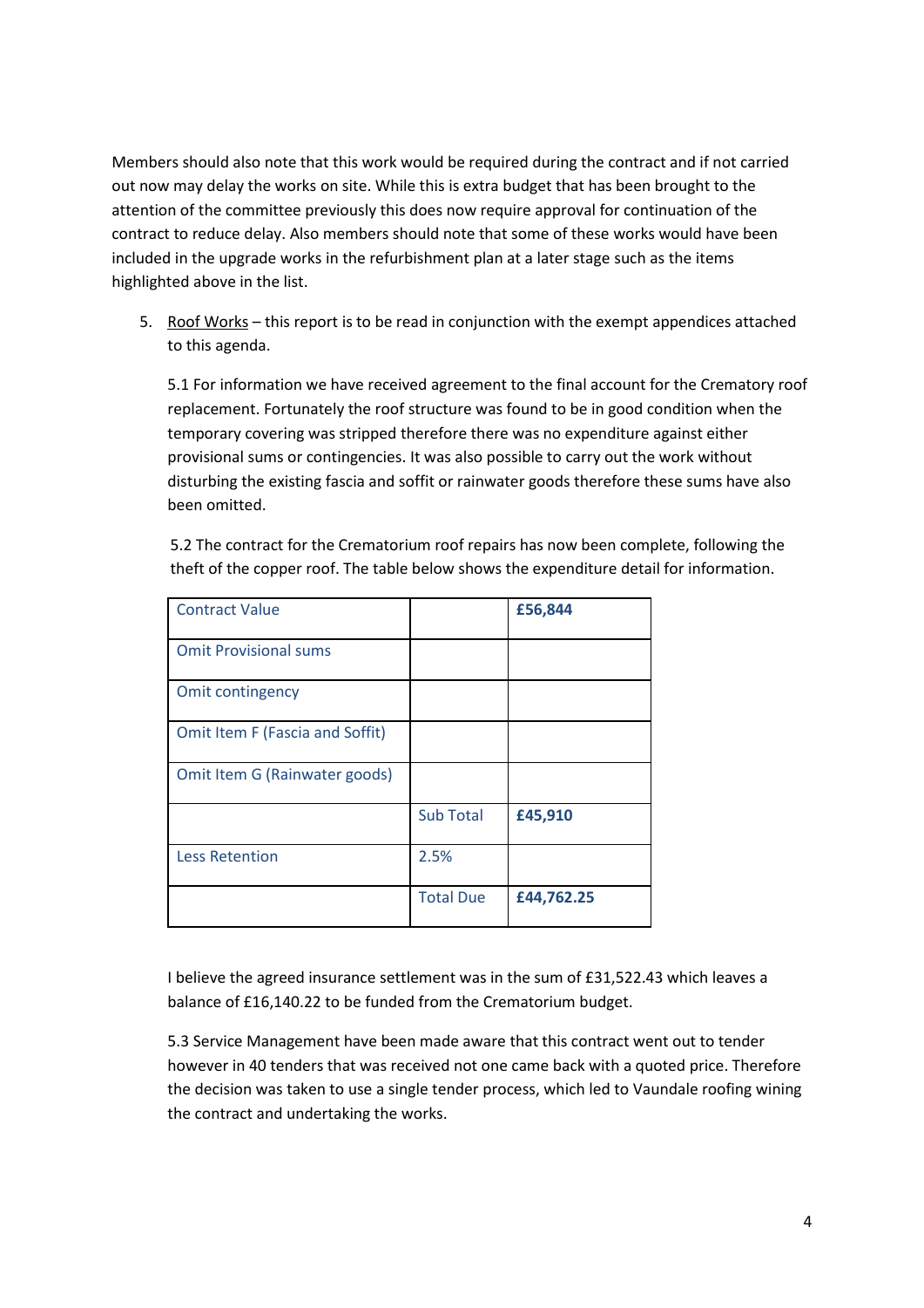Members should also note that this work would be required during the contract and if not carried out now may delay the works on site. While this is extra budget that has been brought to the attention of the committee previously this does now require approval for continuation of the contract to reduce delay. Also members should note that some of these works would have been included in the upgrade works in the refurbishment plan at a later stage such as the items highlighted above in the list.

5. Roof Works – this report is to be read in conjunction with the exempt appendices attached to this agenda.

   5.1 For information we have received agreement to the final account for the Crematory roof replacement. Fortunately the roof structure was found to be in good condition when the temporary covering was stripped therefore there was no expenditure against either provisional sums or contingencies. It was also possible to carry out the work without disturbing the existing fascia and soffit or rainwater goods therefore these sums have also been omitted.

   5.2 The contract for the Crematorium roof repairs has now been complete, following the theft of the copper roof. The table below shows the expenditure detail for information.

| Contract Value | | **£56,844** |
|---|---|---|
| Omit Provisional sums | | |
| Omit contingency | | |
| Omit Item F (Fascia and Soffit) | | |
| Omit Item G (Rainwater goods) | | |
| | Sub Total | **£45,910** |
| Less Retention | 2.5% | |
| | Total Due | **£44,762.25** |

   I believe the agreed insurance settlement was in the sum of £31,522.43 which leaves a balance of £16,140.22 to be funded from the Crematorium budget.

   5.3 Service Management have been made aware that this contract went out to tender however in 40 tenders that was received not one came back with a quoted price. Therefore the decision was taken to use a single tender process, which led to Vaundale roofing wining the contract and undertaking the works.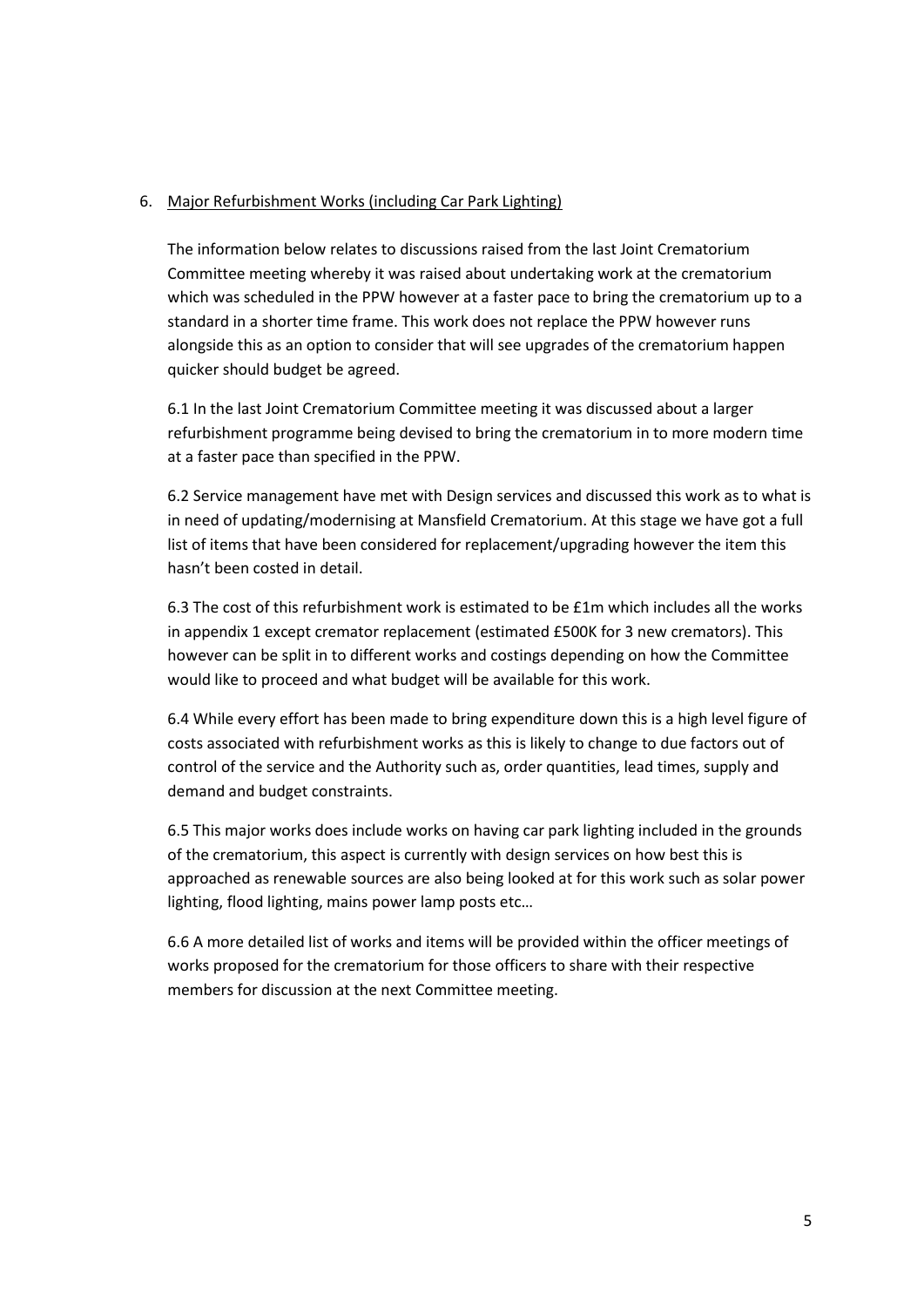## 6. Major Refurbishment Works (including Car Park Lighting)

The information below relates to discussions raised from the last Joint Crematorium Committee meeting whereby it was raised about undertaking work at the crematorium which was scheduled in the PPW however at a faster pace to bring the crematorium up to a standard in a shorter time frame. This work does not replace the PPW however runs alongside this as an option to consider that will see upgrades of the crematorium happen quicker should budget be agreed.

6.1 In the last Joint Crematorium Committee meeting it was discussed about a larger refurbishment programme being devised to bring the crematorium in to more modern time at a faster pace than specified in the PPW.

6.2 Service management have met with Design services and discussed this work as to what is in need of updating/modernising at Mansfield Crematorium. At this stage we have got a full list of items that have been considered for replacement/upgrading however the item this hasn't been costed in detail.

6.3 The cost of this refurbishment work is estimated to be £1m which includes all the works in appendix 1 except cremator replacement (estimated £500K for 3 new cremators). This however can be split in to different works and costings depending on how the Committee would like to proceed and what budget will be available for this work.

6.4 While every effort has been made to bring expenditure down this is a high level figure of costs associated with refurbishment works as this is likely to change to due factors out of control of the service and the Authority such as, order quantities, lead times, supply and demand and budget constraints.

6.5 This major works does include works on having car park lighting included in the grounds of the crematorium, this aspect is currently with design services on how best this is approached as renewable sources are also being looked at for this work such as solar power lighting, flood lighting, mains power lamp posts etc…

6.6 A more detailed list of works and items will be provided within the officer meetings of works proposed for the crematorium for those officers to share with their respective members for discussion at the next Committee meeting.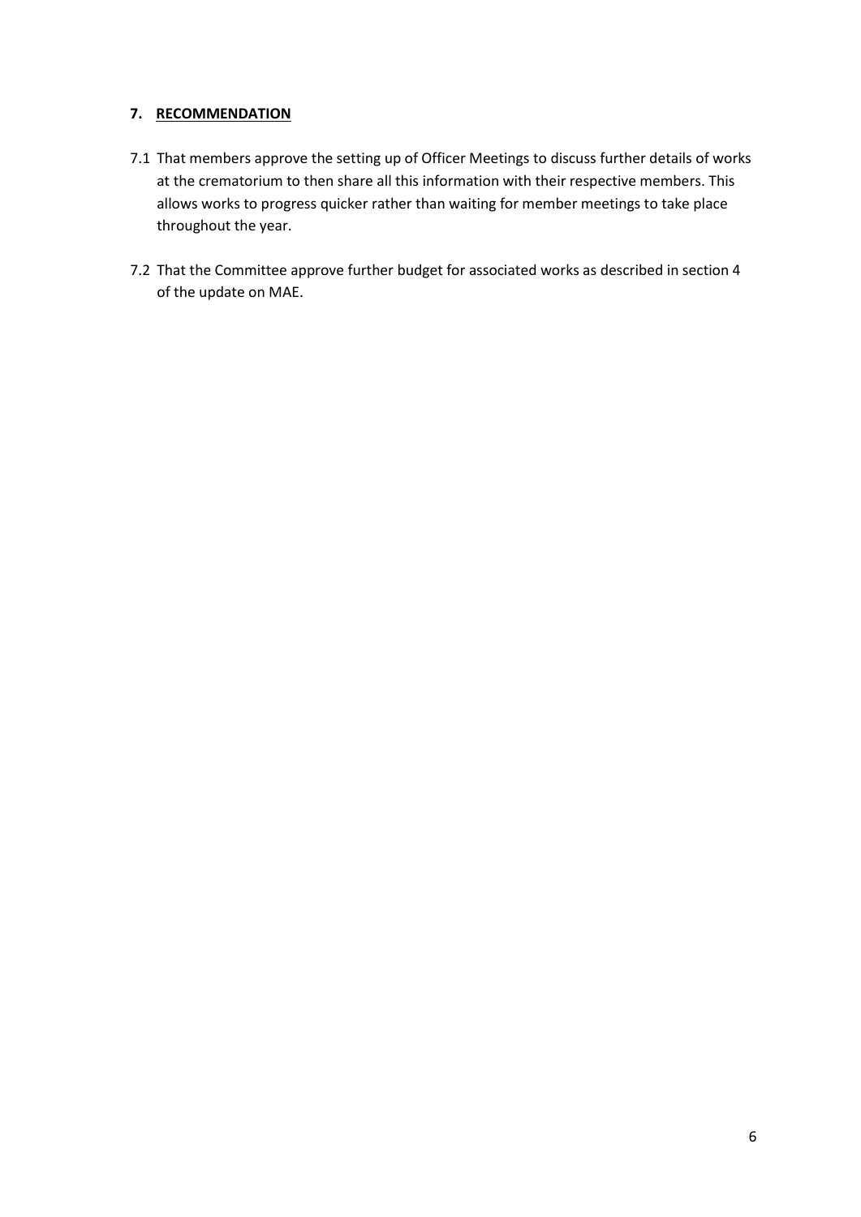## 7. RECOMMENDATION

7.1 That members approve the setting up of Officer Meetings to discuss further details of works at the crematorium to then share all this information with their respective members. This allows works to progress quicker rather than waiting for member meetings to take place throughout the year.

7.2 That the Committee approve further budget for associated works as described in section 4 of the update on MAE.